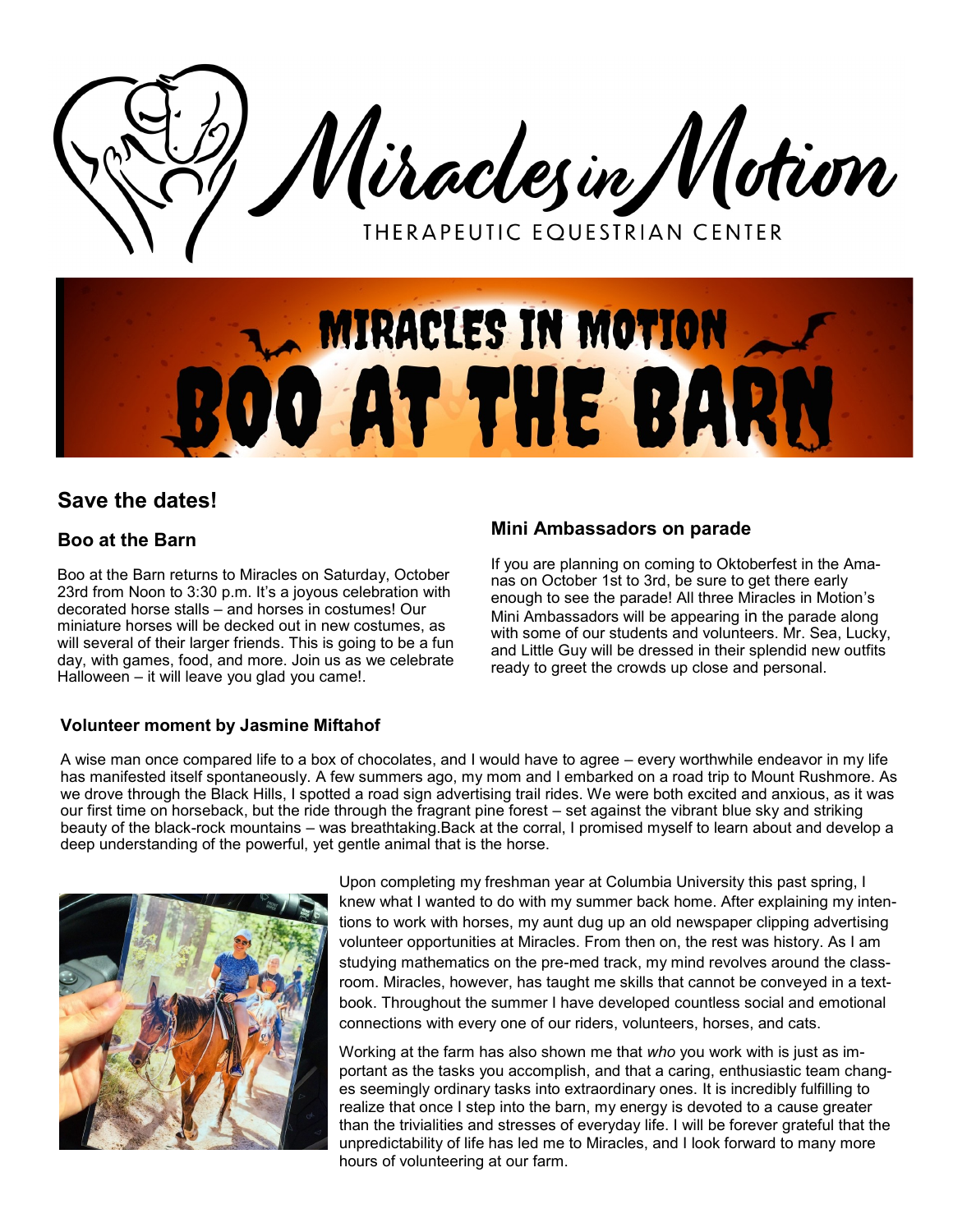# Miracles in Motion

THERAPEUTIC EQUESTRIAN CENTER

MIRACLES IN MOTION

BOO AT THE BARN

## Save the dates!

### Boo at the Barn

Boo at the Barn returns to Miracles on Saturday, October 23rd from Noon to 3:30 p.m. It's a joyous celebration with decorated horse stalls – and horses in costumes! Our miniature horses will be decked out in new costumes, as will several of their larger friends. This is going to be a fun day, with games, food, and more. Join us as we celebrate Halloween – it will leave you glad you came!.

### Mini Ambassadors on parade

If you are planning on coming to Oktoberfest in the Amanas on October 1st to 3rd, be sure to get there early enough to see the parade! All three Miracles in Motion's Mini Ambassadors will be appearing in the parade along with some of our students and volunteers. Mr. Sea, Lucky, and Little Guy will be dressed in their splendid new outfits ready to greet the crowds up close and personal.

### Volunteer moment by Jasmine Miftahof

A wise man once compared life to a box of chocolates, and I would have to agree – every worthwhile endeavor in my life has manifested itself spontaneously. A few summers ago, my mom and I embarked on a road trip to Mount Rushmore. As we drove through the Black Hills, I spotted a road sign advertising trail rides. We were both excited and anxious, as it was our first time on horseback, but the ride through the fragrant pine forest – set against the vibrant blue sky and striking beauty of the black-rock mountains – was breathtaking.Back at the corral, I promised myself to learn about and develop a deep understanding of the powerful, yet gentle animal that is the horse.

Upon completing my freshman year at Columbia University this past spring, I knew what I wanted to do with my summer back home. After explaining my intentions to work with horses, my aunt dug up an old newspaper clipping advertising volunteer opportunities at Miracles. From then on, the rest was history. As I am studying mathematics on the pre-med track, my mind revolves around the classroom. Miracles, however, has taught me skills that cannot be conveyed in a textbook. Throughout the summer I have developed countless social and emotional connections with every one of our riders, volunteers, horses, and cats.

Working at the farm has also shown me that *who* you work with is just as important as the tasks you accomplish, and that a caring, enthusiastic team changes seemingly ordinary tasks into extraordinary ones. It is incredibly fulfilling to realize that once I step into the barn, my energy is devoted to a cause greater than the trivialities and stresses of everyday life. I will be forever grateful that the unpredictability of life has led me to Miracles, and I look forward to many more hours of volunteering at our farm.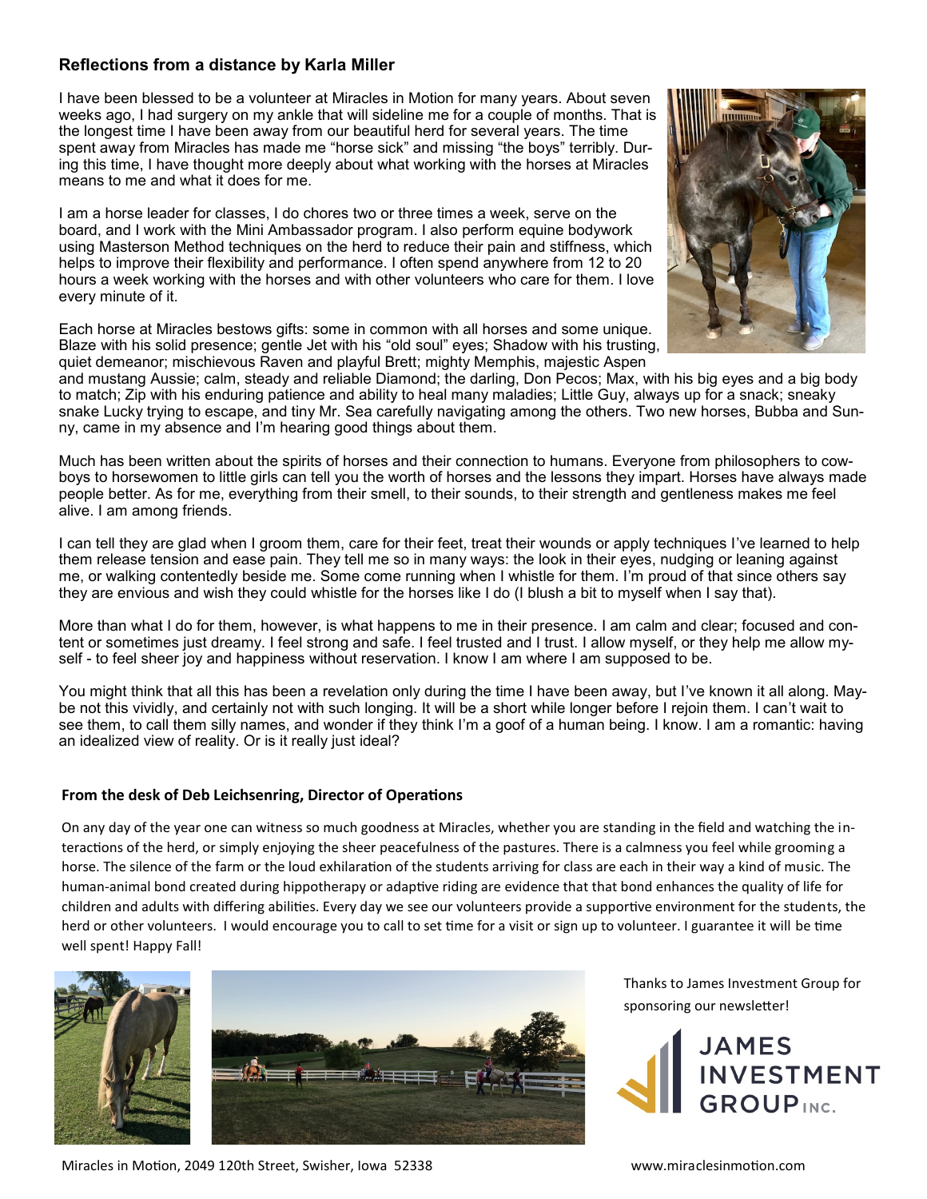## Reflections from a distance by Karla Miller

I have been blessed to be a volunteer at Miracles in Motion for many years. About seven weeks ago, I had surgery on my ankle that will sideline me for a couple of months. That is the longest time I have been away from our beautiful herd for several years. The time spent away from Miracles has made me "horse sick" and missing "the boys" terribly. During this time, I have thought more deeply about what working with the horses at Miracles means to me and what it does for me.

I am a horse leader for classes, I do chores two or three times a week, serve on the board, and I work with the Mini Ambassador program. I also perform equine bodywork using Masterson Method techniques on the herd to reduce their pain and stiffness, which helps to improve their flexibility and performance. I often spend anywhere from 12 to 20 hours a week working with the horses and with other volunteers who care for them. I love every minute of it.

Each horse at Miracles bestows gifts: some in common with all horses and some unique. Blaze with his solid presence; gentle Jet with his "old soul" eyes; Shadow with his trusting, quiet demeanor; mischievous Raven and playful Brett; mighty Memphis, majestic Aspen and mustang Aussie; calm, steady and reliable Diamond; the darling, Don Pecos; Max, with his big eyes and a big body to match; Zip with his enduring patience and ability to heal many maladies; Little Guy, always up for a snack; sneaky snake Lucky trying to escape, and tiny Mr. Sea carefully navigating among the others. Two new horses, Bubba and Sunny, came in my absence and I'm hearing good things about them.

Much has been written about the spirits of horses and their connection to humans. Everyone from philosophers to cowboys to horsewomen to little girls can tell you the worth of horses and the lessons they impart. Horses have always made people better. As for me, everything from their smell, to their sounds, to their strength and gentleness makes me feel alive. I am among friends.

I can tell they are glad when I groom them, care for their feet, treat their wounds or apply techniques I've learned to help them release tension and ease pain. They tell me so in many ways: the look in their eyes, nudging or leaning against me, or walking contentedly beside me. Some come running when I whistle for them. I'm proud of that since others say they are envious and wish they could whistle for the horses like I do (I blush a bit to myself when I say that).

More than what I do for them, however, is what happens to me in their presence. I am calm and clear; focused and content or sometimes just dreamy. I feel strong and safe. I feel trusted and I trust. I allow myself, or they help me allow myself - to feel sheer joy and happiness without reservation. I know I am where I am supposed to be.

You might think that all this has been a revelation only during the time I have been away, but I've known it all along. Maybe not this vividly, and certainly not with such longing. It will be a short while longer before I rejoin them. I can't wait to see them, to call them silly names, and wonder if they think I'm a goof of a human being. I know. I am a romantic: having an idealized view of reality. Or is it really just ideal?

## From the desk of Deb Leichsenring, Director of Operations

On any day of the year one can witness so much goodness at Miracles, whether you are standing in the field and watching the interactions of the herd, or simply enjoying the sheer peacefulness of the pastures. There is a calmness you feel while grooming a horse. The silence of the farm or the loud exhilaration of the students arriving for class are each in their way a kind of music. The human-animal bond created during hippotherapy or adaptive riding are evidence that that bond enhances the quality of life for children and adults with differing abilities. Every day we see our volunteers provide a supportive environment for the students, the herd or other volunteers. I would encourage you to call to set time for a visit or sign up to volunteer. I guarantee it will be time well spent! Happy Fall!

Thanks to James Investment Group for sponsoring our newsletter!

JAMES INVESTMENT GROUP INC.

Miracles in Motion, 2049 120th Street, Swisher, Iowa 52338

www.miraclesinmotion.com